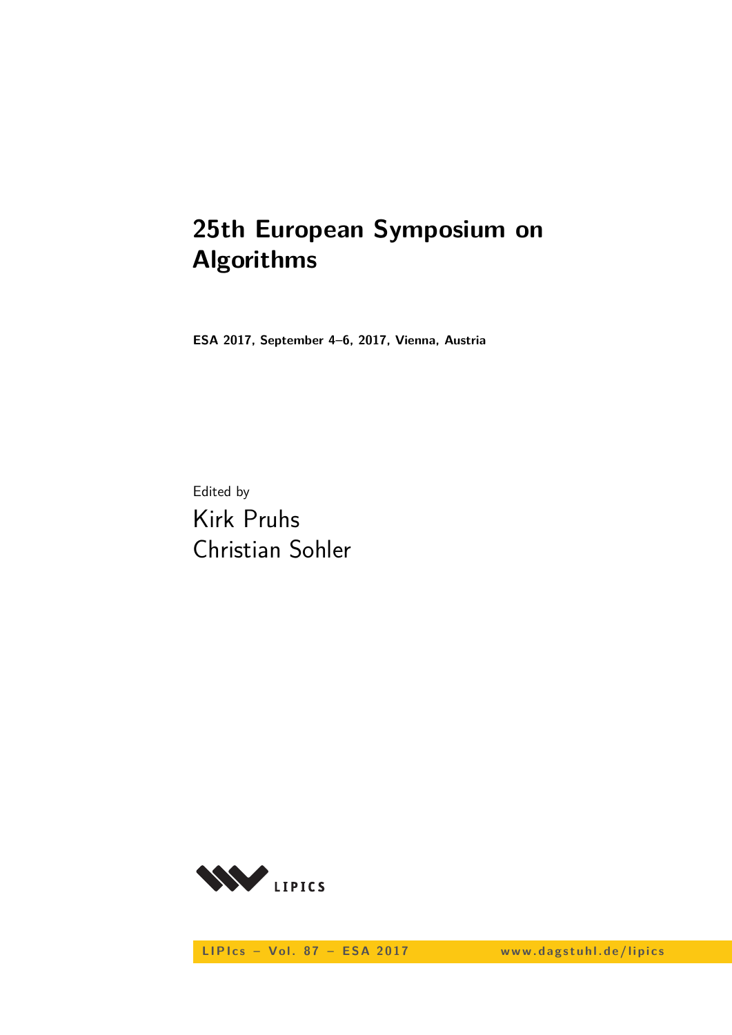# 25th European Symposium on Algorithms

**ESA 2017, September 4–6, 2017, Vienna, Austria**

Edited by

Kirk Pruhs
Christian Sohler

LIPICS

LIPIcs – Vol. 87 – ESA 2017 www.dagstuhl.de/lipics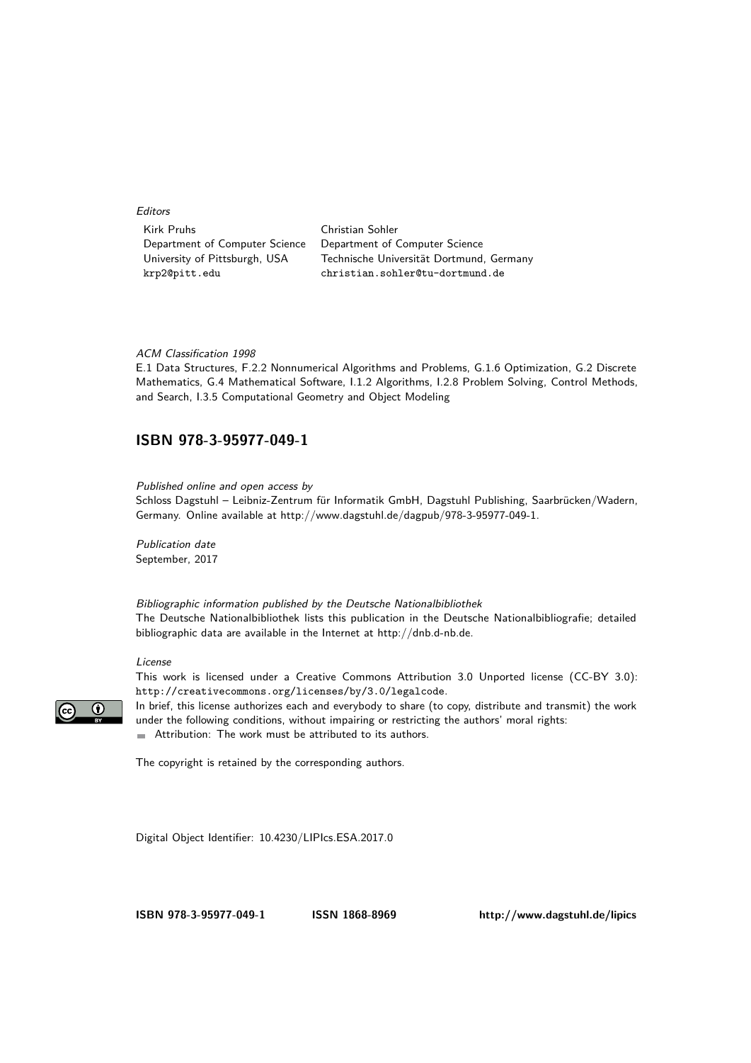*Editors*

Kirk Pruhs
Department of Computer Science
University of Pittsburgh, USA
krp2@pitt.edu

Christian Sohler
Department of Computer Science
Technische Universität Dortmund, Germany
christian.sohler@tu-dortmund.de

*ACM Classification 1998*
E.1 Data Structures, F.2.2 Nonnumerical Algorithms and Problems, G.1.6 Optimization, G.2 Discrete Mathematics, G.4 Mathematical Software, I.1.2 Algorithms, I.2.8 Problem Solving, Control Methods, and Search, I.3.5 Computational Geometry and Object Modeling

## ISBN 978-3-95977-049-1

*Published online and open access by*
Schloss Dagstuhl – Leibniz-Zentrum für Informatik GmbH, Dagstuhl Publishing, Saarbrücken/Wadern, Germany. Online available at http://www.dagstuhl.de/dagpub/978-3-95977-049-1.

*Publication date*
September, 2017

*Bibliographic information published by the Deutsche Nationalbibliothek*
The Deutsche Nationalbibliothek lists this publication in the Deutsche Nationalbibliografie; detailed bibliographic data are available in the Internet at http://dnb.d-nb.de.

*License*
This work is licensed under a Creative Commons Attribution 3.0 Unported license (CC-BY 3.0): http://creativecommons.org/licenses/by/3.0/legalcode.
In brief, this license authorizes each and everybody to share (to copy, distribute and transmit) the work under the following conditions, without impairing or restricting the authors' moral rights:

- Attribution: The work must be attributed to its authors.

The copyright is retained by the corresponding authors.

Digital Object Identifier: 10.4230/LIPIcs.ESA.2017.0

**ISBN 978-3-95977-049-1** **ISSN 1868-8969** **http://www.dagstuhl.de/lipics**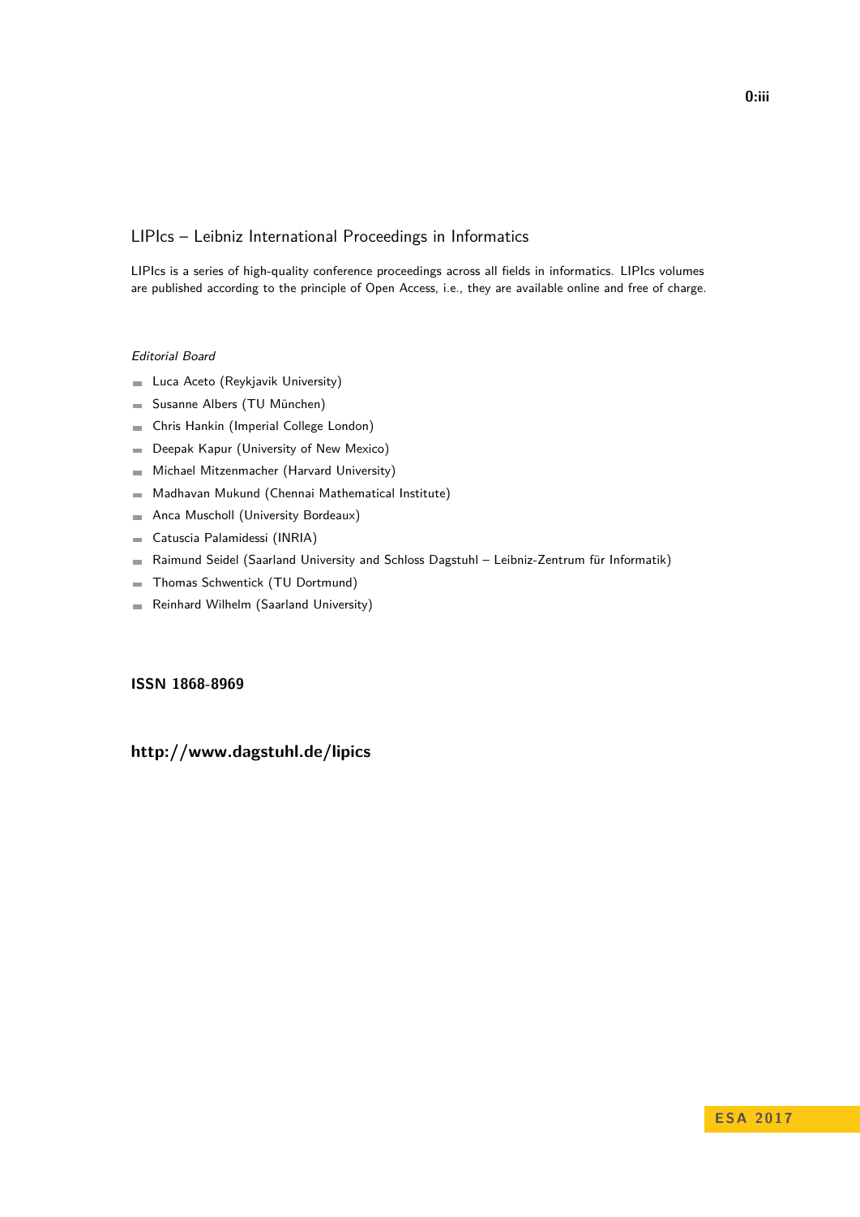## LIPIcs – Leibniz International Proceedings in Informatics

LIPIcs is a series of high-quality conference proceedings across all fields in informatics. LIPIcs volumes are published according to the principle of Open Access, i.e., they are available online and free of charge.

*Editorial Board*

- Luca Aceto (Reykjavik University)
- Susanne Albers (TU München)
- Chris Hankin (Imperial College London)
- Deepak Kapur (University of New Mexico)
- Michael Mitzenmacher (Harvard University)
- Madhavan Mukund (Chennai Mathematical Institute)
- Anca Muscholl (University Bordeaux)
- Catuscia Palamidessi (INRIA)
- Raimund Seidel (Saarland University and Schloss Dagstuhl – Leibniz-Zentrum für Informatik)
- Thomas Schwentick (TU Dortmund)
- Reinhard Wilhelm (Saarland University)

**ISSN 1868-8969**

**http://www.dagstuhl.de/lipics**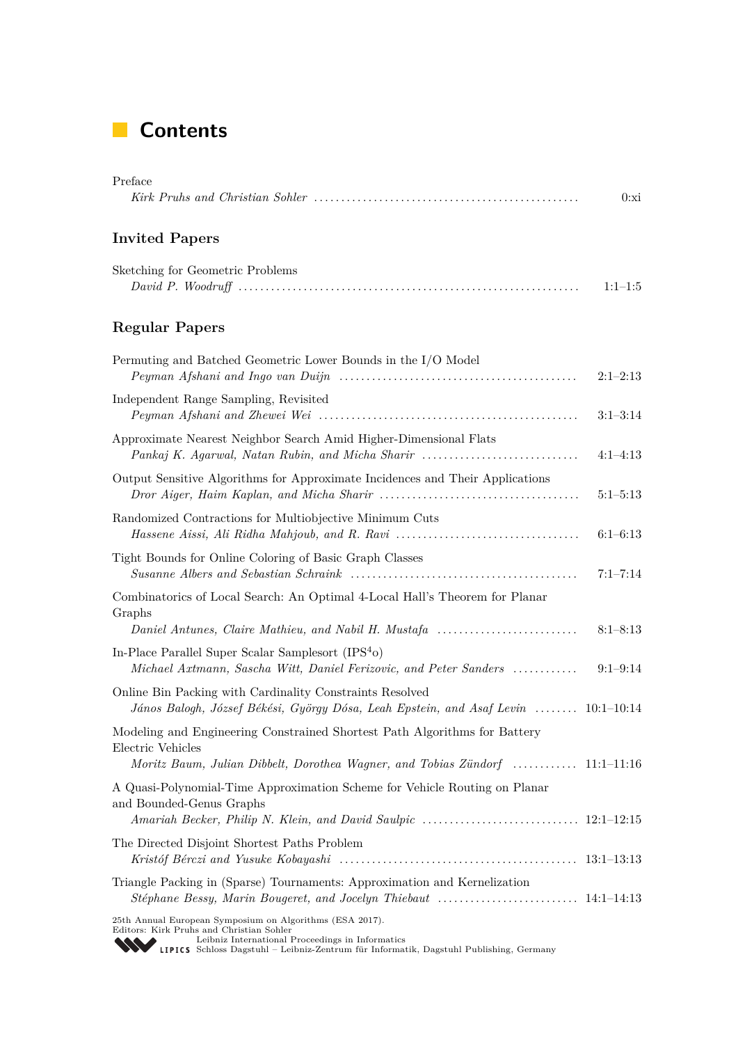# Contents

Preface
*Kirk Pruhs and Christian Sohler* .................................................. 0:xi

## Invited Papers

Sketching for Geometric Problems
*David P. Woodruff* .................................................. 1:1–1:5

## Regular Papers

Permuting and Batched Geometric Lower Bounds in the I/O Model
*Peyman Afshani and Ingo van Duijn* .................................................. 2:1–2:13

Independent Range Sampling, Revisited
*Peyman Afshani and Zhewei Wei* .................................................. 3:1–3:14

Approximate Nearest Neighbor Search Amid Higher-Dimensional Flats
*Pankaj K. Agarwal, Natan Rubin, and Micha Sharir* .................................................. 4:1–4:13

Output Sensitive Algorithms for Approximate Incidences and Their Applications
*Dror Aiger, Haim Kaplan, and Micha Sharir* .................................................. 5:1–5:13

Randomized Contractions for Multiobjective Minimum Cuts
*Hassene Aissi, Ali Ridha Mahjoub, and R. Ravi* .................................................. 6:1–6:13

Tight Bounds for Online Coloring of Basic Graph Classes
*Susanne Albers and Sebastian Schraink* .................................................. 7:1–7:14

Combinatorics of Local Search: An Optimal 4-Local Hall's Theorem for Planar Graphs
*Daniel Antunes, Claire Mathieu, and Nabil H. Mustafa* .................................................. 8:1–8:13

In-Place Parallel Super Scalar Samplesort (IPS$^4$o)
*Michael Axtmann, Sascha Witt, Daniel Ferizovic, and Peter Sanders* .................................................. 9:1–9:14

Online Bin Packing with Cardinality Constraints Resolved
*János Balogh, József Békési, György Dósa, Leah Epstein, and Asaf Levin* .................................................. 10:1–10:14

Modeling and Engineering Constrained Shortest Path Algorithms for Battery Electric Vehicles
*Moritz Baum, Julian Dibbelt, Dorothea Wagner, and Tobias Zündorf* .................................................. 11:1–11:16

A Quasi-Polynomial-Time Approximation Scheme for Vehicle Routing on Planar and Bounded-Genus Graphs
*Amariah Becker, Philip N. Klein, and David Saulpic* .................................................. 12:1–12:15

The Directed Disjoint Shortest Paths Problem
*Kristóf Bérczi and Yusuke Kobayashi* .................................................. 13:1–13:13

Triangle Packing in (Sparse) Tournaments: Approximation and Kernelization
*Stéphane Bessy, Marin Bougeret, and Jocelyn Thiebaut* .................................................. 14:1–14:13

25th Annual European Symposium on Algorithms (ESA 2017).
Editors: Kirk Pruhs and Christian Sohler
Leibniz International Proceedings in Informatics
LIPICS Schloss Dagstuhl – Leibniz-Zentrum für Informatik, Dagstuhl Publishing, Germany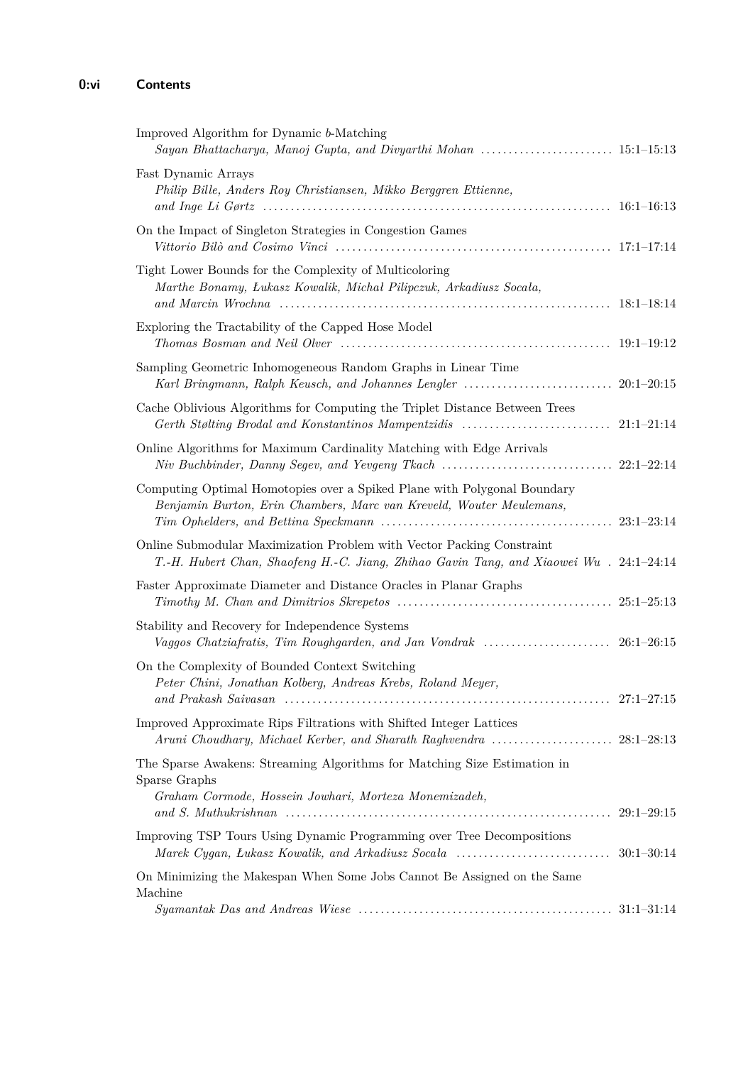Improved Algorithm for Dynamic $b$-Matching
*Sayan Bhattacharya, Manoj Gupta, and Divyarthi Mohan* ........................ 15:1–15:13

Fast Dynamic Arrays
*Philip Bille, Anders Roy Christiansen, Mikko Berggren Ettienne, and Inge Li Gørtz* ........................ 16:1–16:13

On the Impact of Singleton Strategies in Congestion Games
*Vittorio Bilò and Cosimo Vinci* ........................ 17:1–17:14

Tight Lower Bounds for the Complexity of Multicoloring
*Marthe Bonamy, Łukasz Kowalik, Michał Pilipczuk, Arkadiusz Socała, and Marcin Wrochna* ........................ 18:1–18:14

Exploring the Tractability of the Capped Hose Model
*Thomas Bosman and Neil Olver* ........................ 19:1–19:12

Sampling Geometric Inhomogeneous Random Graphs in Linear Time
*Karl Bringmann, Ralph Keusch, and Johannes Lengler* ........................ 20:1–20:15

Cache Oblivious Algorithms for Computing the Triplet Distance Between Trees
*Gerth Stølting Brodal and Konstantinos Mampentzidis* ........................ 21:1–21:14

Online Algorithms for Maximum Cardinality Matching with Edge Arrivals
*Niv Buchbinder, Danny Segev, and Yevgeny Tkach* ........................ 22:1–22:14

Computing Optimal Homotopies over a Spiked Plane with Polygonal Boundary
*Benjamin Burton, Erin Chambers, Marc van Kreveld, Wouter Meulemans, Tim Ophelders, and Bettina Speckmann* ........................ 23:1–23:14

Online Submodular Maximization Problem with Vector Packing Constraint
*T.-H. Hubert Chan, Shaofeng H.-C. Jiang, Zhihao Gavin Tang, and Xiaowei Wu* . 24:1–24:14

Faster Approximate Diameter and Distance Oracles in Planar Graphs
*Timothy M. Chan and Dimitrios Skrepetos* ........................ 25:1–25:13

Stability and Recovery for Independence Systems
*Vaggos Chatziafratis, Tim Roughgarden, and Jan Vondrak* ........................ 26:1–26:15

On the Complexity of Bounded Context Switching
*Peter Chini, Jonathan Kolberg, Andreas Krebs, Roland Meyer, and Prakash Saivasan* ........................ 27:1–27:15

Improved Approximate Rips Filtrations with Shifted Integer Lattices
*Aruni Choudhary, Michael Kerber, and Sharath Raghvendra* ........................ 28:1–28:13

The Sparse Awakens: Streaming Algorithms for Matching Size Estimation in Sparse Graphs
*Graham Cormode, Hossein Jowhari, Morteza Monemizadeh, and S. Muthukrishnan* ........................ 29:1–29:15

Improving TSP Tours Using Dynamic Programming over Tree Decompositions
*Marek Cygan, Łukasz Kowalik, and Arkadiusz Socała* ........................ 30:1–30:14

On Minimizing the Makespan When Some Jobs Cannot Be Assigned on the Same Machine
*Syamantak Das and Andreas Wiese* ........................ 31:1–31:14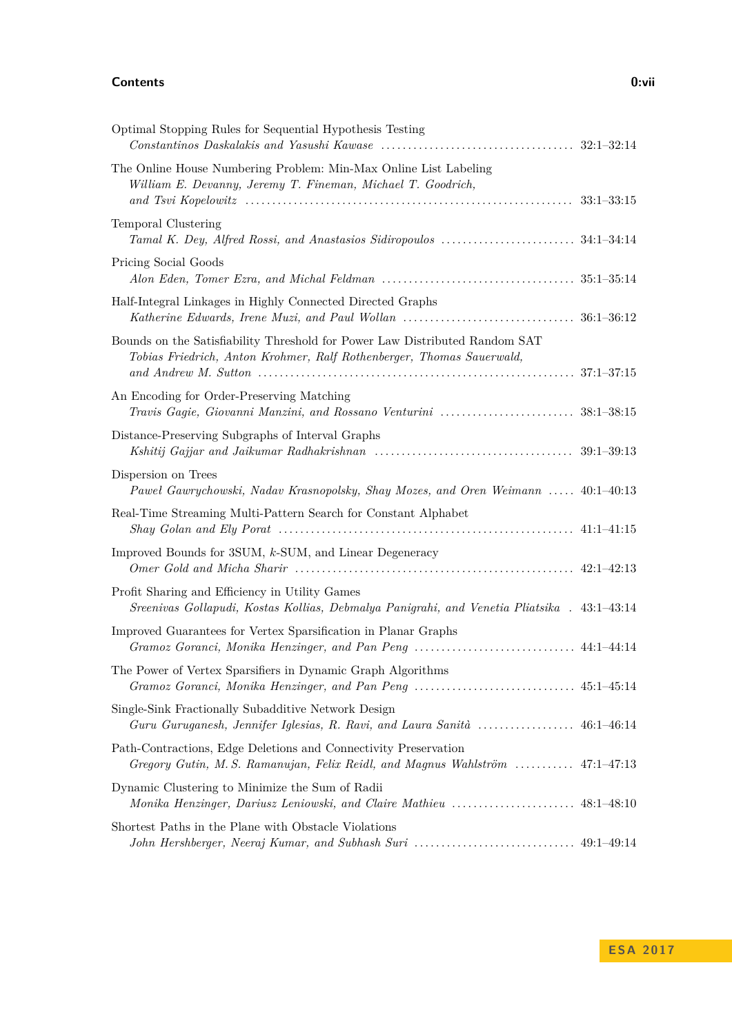Optimal Stopping Rules for Sequential Hypothesis Testing
*Constantinos Daskalakis and Yasushi Kawase* .................................... 32:1–32:14

The Online House Numbering Problem: Min-Max Online List Labeling
*William E. Devanny, Jeremy T. Fineman, Michael T. Goodrich, and Tsvi Kopelowitz* .................................... 33:1–33:15

Temporal Clustering
*Tamal K. Dey, Alfred Rossi, and Anastasios Sidiropoulos* .................................... 34:1–34:14

Pricing Social Goods
*Alon Eden, Tomer Ezra, and Michal Feldman* .................................... 35:1–35:14

Half-Integral Linkages in Highly Connected Directed Graphs
*Katherine Edwards, Irene Muzi, and Paul Wollan* .................................... 36:1–36:12

Bounds on the Satisfiability Threshold for Power Law Distributed Random SAT
*Tobias Friedrich, Anton Krohmer, Ralf Rothenberger, Thomas Sauerwald, and Andrew M. Sutton* .................................... 37:1–37:15

An Encoding for Order-Preserving Matching
*Travis Gagie, Giovanni Manzini, and Rossano Venturini* .................................... 38:1–38:15

Distance-Preserving Subgraphs of Interval Graphs
*Kshitij Gajjar and Jaikumar Radhakrishnan* .................................... 39:1–39:13

Dispersion on Trees
*Paweł Gawrychowski, Nadav Krasnopolsky, Shay Mozes, and Oren Weimann* ..... 40:1–40:13

Real-Time Streaming Multi-Pattern Search for Constant Alphabet
*Shay Golan and Ely Porat* .................................... 41:1–41:15

Improved Bounds for 3SUM, $k$-SUM, and Linear Degeneracy
*Omer Gold and Micha Sharir* .................................... 42:1–42:13

Profit Sharing and Efficiency in Utility Games
*Sreenivas Gollapudi, Kostas Kollias, Debmalya Panigrahi, and Venetia Pliatsika* . 43:1–43:14

Improved Guarantees for Vertex Sparsification in Planar Graphs
*Gramoz Goranci, Monika Henzinger, and Pan Peng* .................................... 44:1–44:14

The Power of Vertex Sparsifiers in Dynamic Graph Algorithms
*Gramoz Goranci, Monika Henzinger, and Pan Peng* .................................... 45:1–45:14

Single-Sink Fractionally Subadditive Network Design
*Guru Guruganesh, Jennifer Iglesias, R. Ravi, and Laura Sanità* .................................... 46:1–46:14

Path-Contractions, Edge Deletions and Connectivity Preservation
*Gregory Gutin, M. S. Ramanujan, Felix Reidl, and Magnus Wahlström* ........... 47:1–47:13

Dynamic Clustering to Minimize the Sum of Radii
*Monika Henzinger, Dariusz Leniowski, and Claire Mathieu* .................................... 48:1–48:10

Shortest Paths in the Plane with Obstacle Violations
*John Hershberger, Neeraj Kumar, and Subhash Suri* .................................... 49:1–49:14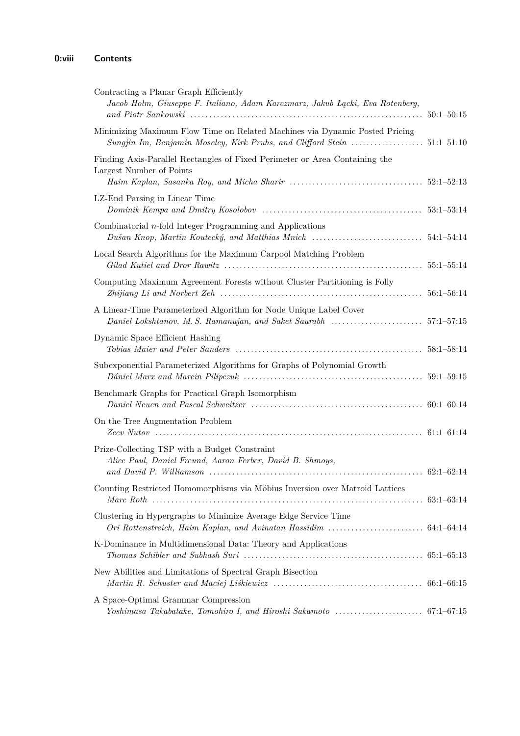Contracting a Planar Graph Efficiently
*Jacob Holm, Giuseppe F. Italiano, Adam Karczmarz, Jakub Łącki, Eva Rotenberg, and Piotr Sankowski* ........ 50:1–50:15

Minimizing Maximum Flow Time on Related Machines via Dynamic Posted Pricing
*Sungjin Im, Benjamin Moseley, Kirk Pruhs, and Clifford Stein* ........ 51:1–51:10

Finding Axis-Parallel Rectangles of Fixed Perimeter or Area Containing the Largest Number of Points
*Haim Kaplan, Sasanka Roy, and Micha Sharir* ........ 52:1–52:13

LZ-End Parsing in Linear Time
*Dominik Kempa and Dmitry Kosolobov* ........ 53:1–53:14

Combinatorial $n$-fold Integer Programming and Applications
*Dušan Knop, Martin Koutecký, and Matthias Mnich* ........ 54:1–54:14

Local Search Algorithms for the Maximum Carpool Matching Problem
*Gilad Kutiel and Dror Rawitz* ........ 55:1–55:14

Computing Maximum Agreement Forests without Cluster Partitioning is Folly
*Zhijiang Li and Norbert Zeh* ........ 56:1–56:14

A Linear-Time Parameterized Algorithm for Node Unique Label Cover
*Daniel Lokshtanov, M. S. Ramanujan, and Saket Saurabh* ........ 57:1–57:15

Dynamic Space Efficient Hashing
*Tobias Maier and Peter Sanders* ........ 58:1–58:14

Subexponential Parameterized Algorithms for Graphs of Polynomial Growth
*Dániel Marx and Marcin Pilipczuk* ........ 59:1–59:15

Benchmark Graphs for Practical Graph Isomorphism
*Daniel Neuen and Pascal Schweitzer* ........ 60:1–60:14

On the Tree Augmentation Problem
*Zeev Nutov* ........ 61:1–61:14

Prize-Collecting TSP with a Budget Constraint
*Alice Paul, Daniel Freund, Aaron Ferber, David B. Shmoys, and David P. Williamson* ........ 62:1–62:14

Counting Restricted Homomorphisms via Möbius Inversion over Matroid Lattices
*Marc Roth* ........ 63:1–63:14

Clustering in Hypergraphs to Minimize Average Edge Service Time
*Ori Rottenstreich, Haim Kaplan, and Avinatan Hassidim* ........ 64:1–64:14

K-Dominance in Multidimensional Data: Theory and Applications
*Thomas Schibler and Subhash Suri* ........ 65:1–65:13

New Abilities and Limitations of Spectral Graph Bisection
*Martin R. Schuster and Maciej Liśkiewicz* ........ 66:1–66:15

A Space-Optimal Grammar Compression
*Yoshimasa Takabatake, Tomohiro I, and Hiroshi Sakamoto* ........ 67:1–67:15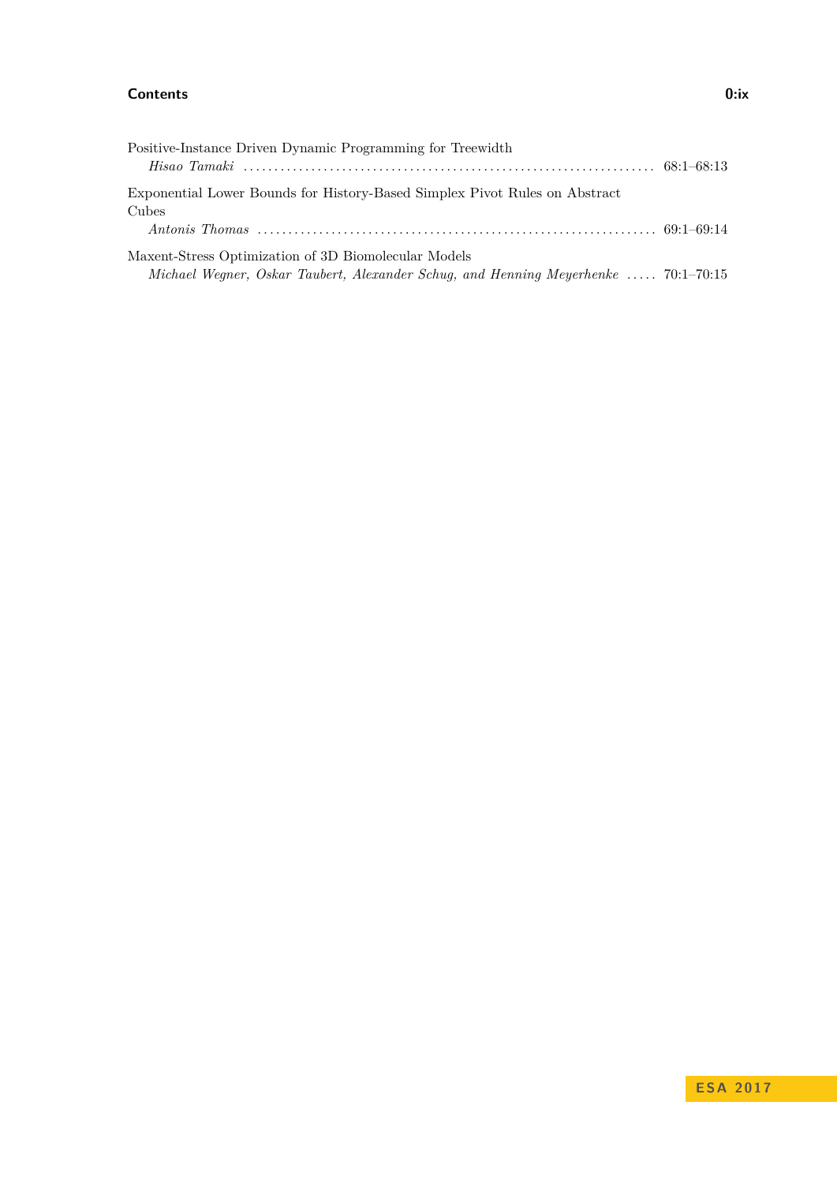Positive-Instance Driven Dynamic Programming for Treewidth
*Hisao Tamaki* .................................................................... 68:1–68:13

Exponential Lower Bounds for History-Based Simplex Pivot Rules on Abstract Cubes
*Antonis Thomas* .................................................................. 69:1–69:14

Maxent-Stress Optimization of 3D Biomolecular Models
*Michael Wegner, Oskar Taubert, Alexander Schug, and Henning Meyerhenke* ..... 70:1–70:15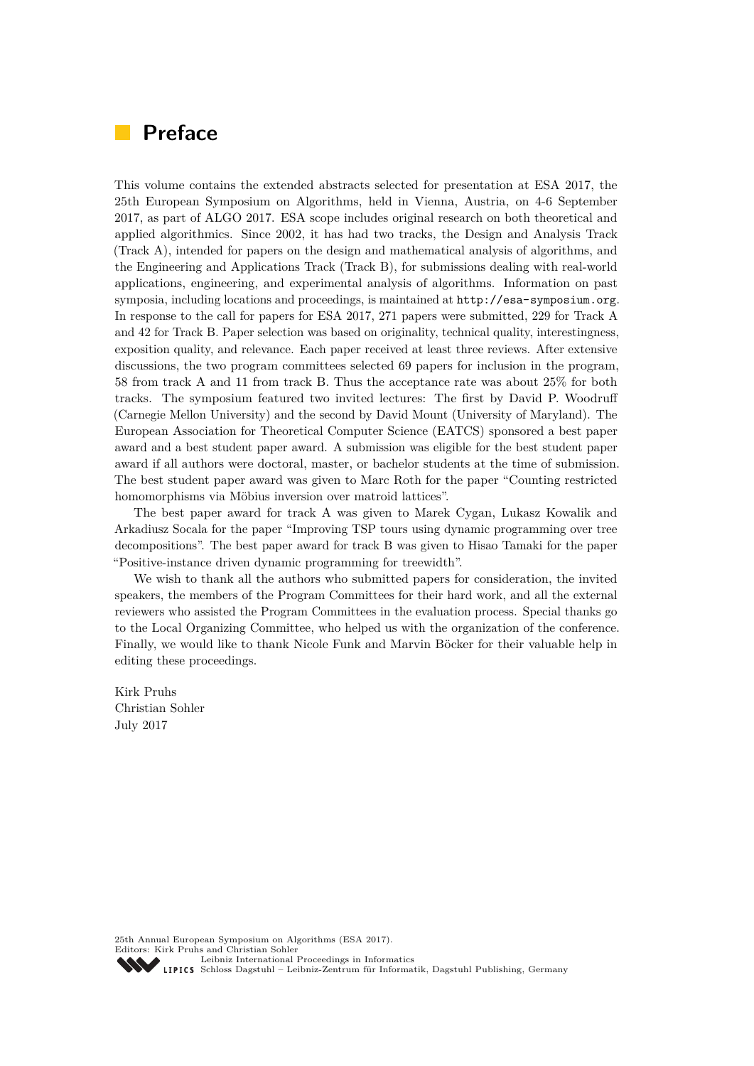# Preface

This volume contains the extended abstracts selected for presentation at ESA 2017, the 25th European Symposium on Algorithms, held in Vienna, Austria, on 4-6 September 2017, as part of ALGO 2017. ESA scope includes original research on both theoretical and applied algorithmics. Since 2002, it has had two tracks, the Design and Analysis Track (Track A), intended for papers on the design and mathematical analysis of algorithms, and the Engineering and Applications Track (Track B), for submissions dealing with real-world applications, engineering, and experimental analysis of algorithms. Information on past symposia, including locations and proceedings, is maintained at http://esa-symposium.org. In response to the call for papers for ESA 2017, 271 papers were submitted, 229 for Track A and 42 for Track B. Paper selection was based on originality, technical quality, interestingness, exposition quality, and relevance. Each paper received at least three reviews. After extensive discussions, the two program committees selected 69 papers for inclusion in the program, 58 from track A and 11 from track B. Thus the acceptance rate was about 25% for both tracks. The symposium featured two invited lectures: The first by David P. Woodruff (Carnegie Mellon University) and the second by David Mount (University of Maryland). The European Association for Theoretical Computer Science (EATCS) sponsored a best paper award and a best student paper award. A submission was eligible for the best student paper award if all authors were doctoral, master, or bachelor students at the time of submission. The best student paper award was given to Marc Roth for the paper "Counting restricted homomorphisms via Möbius inversion over matroid lattices".

The best paper award for track A was given to Marek Cygan, Lukasz Kowalik and Arkadiusz Socala for the paper "Improving TSP tours using dynamic programming over tree decompositions". The best paper award for track B was given to Hisao Tamaki for the paper "Positive-instance driven dynamic programming for treewidth".

We wish to thank all the authors who submitted papers for consideration, the invited speakers, the members of the Program Committees for their hard work, and all the external reviewers who assisted the Program Committees in the evaluation process. Special thanks go to the Local Organizing Committee, who helped us with the organization of the conference. Finally, we would like to thank Nicole Funk and Marvin Böcker for their valuable help in editing these proceedings.

Kirk Pruhs
Christian Sohler
July 2017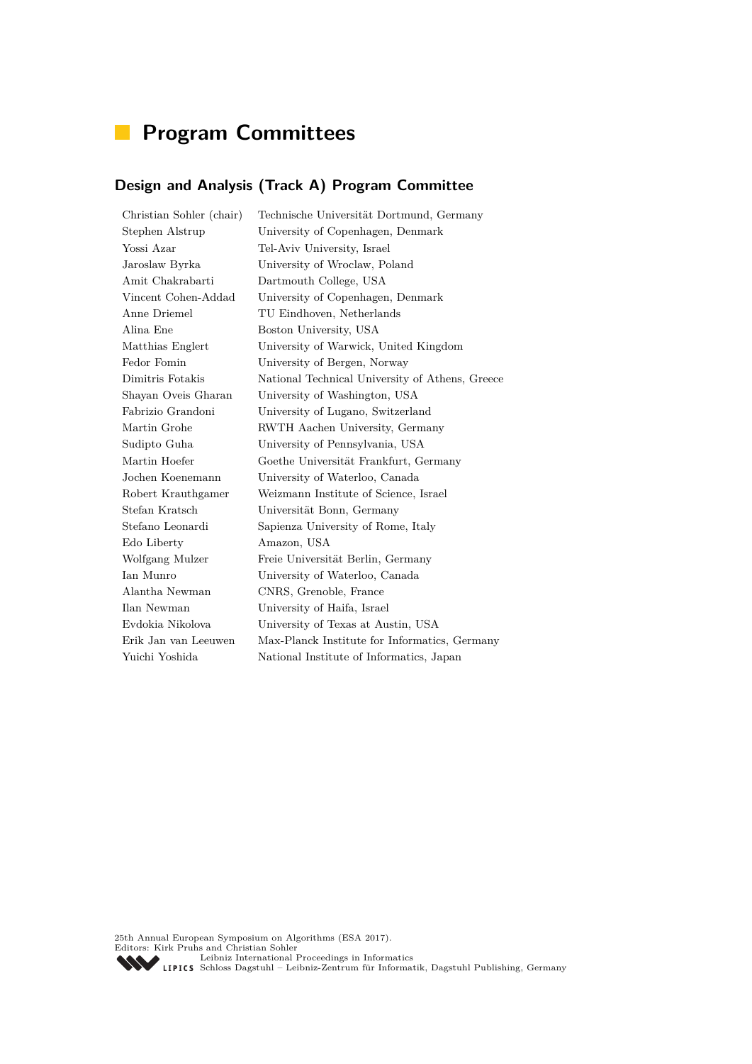# Program Committees

## Design and Analysis (Track A) Program Committee

| | |
|---|---|
| Christian Sohler (chair) | Technische Universität Dortmund, Germany |
| Stephen Alstrup | University of Copenhagen, Denmark |
| Yossi Azar | Tel-Aviv University, Israel |
| Jaroslaw Byrka | University of Wroclaw, Poland |
| Amit Chakrabarti | Dartmouth College, USA |
| Vincent Cohen-Addad | University of Copenhagen, Denmark |
| Anne Driemel | TU Eindhoven, Netherlands |
| Alina Ene | Boston University, USA |
| Matthias Englert | University of Warwick, United Kingdom |
| Fedor Fomin | University of Bergen, Norway |
| Dimitris Fotakis | National Technical University of Athens, Greece |
| Shayan Oveis Gharan | University of Washington, USA |
| Fabrizio Grandoni | University of Lugano, Switzerland |
| Martin Grohe | RWTH Aachen University, Germany |
| Sudipto Guha | University of Pennsylvania, USA |
| Martin Hoefer | Goethe Universität Frankfurt, Germany |
| Jochen Koenemann | University of Waterloo, Canada |
| Robert Krauthgamer | Weizmann Institute of Science, Israel |
| Stefan Kratsch | Universität Bonn, Germany |
| Stefano Leonardi | Sapienza University of Rome, Italy |
| Edo Liberty | Amazon, USA |
| Wolfgang Mulzer | Freie Universität Berlin, Germany |
| Ian Munro | University of Waterloo, Canada |
| Alantha Newman | CNRS, Grenoble, France |
| Ilan Newman | University of Haifa, Israel |
| Evdokia Nikolova | University of Texas at Austin, USA |
| Erik Jan van Leeuwen | Max-Planck Institute for Informatics, Germany |
| Yuichi Yoshida | National Institute of Informatics, Japan |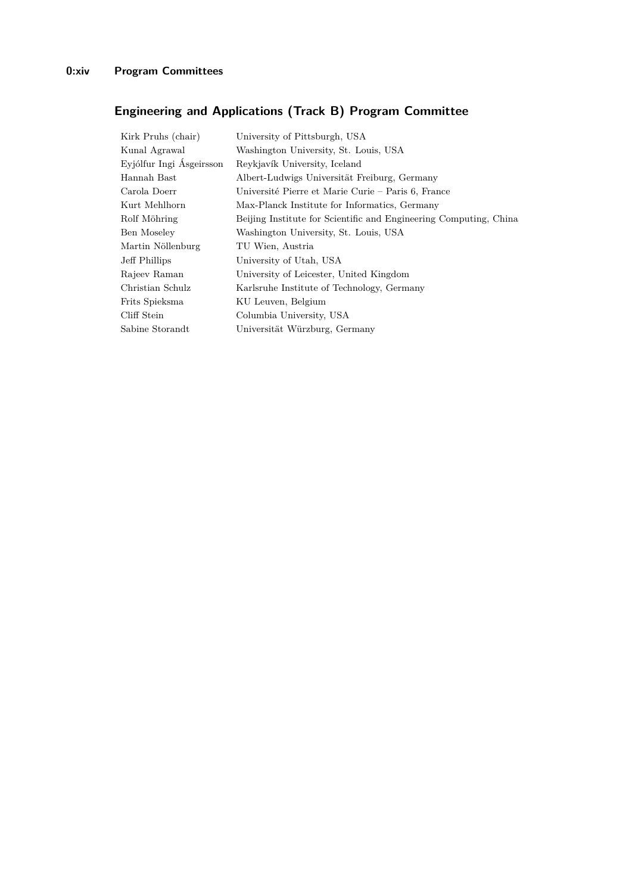## Engineering and Applications (Track B) Program Committee

| | |
|---|---|
| Kirk Pruhs (chair) | University of Pittsburgh, USA |
| Kunal Agrawal | Washington University, St. Louis, USA |
| Eyjólfur Ingi Ásgeirsson | Reykjavík University, Iceland |
| Hannah Bast | Albert-Ludwigs Universität Freiburg, Germany |
| Carola Doerr | Université Pierre et Marie Curie – Paris 6, France |
| Kurt Mehlhorn | Max-Planck Institute for Informatics, Germany |
| Rolf Möhring | Beijing Institute for Scientific and Engineering Computing, China |
| Ben Moseley | Washington University, St. Louis, USA |
| Martin Nöllenburg | TU Wien, Austria |
| Jeff Phillips | University of Utah, USA |
| Rajeev Raman | University of Leicester, United Kingdom |
| Christian Schulz | Karlsruhe Institute of Technology, Germany |
| Frits Spieksma | KU Leuven, Belgium |
| Cliff Stein | Columbia University, USA |
| Sabine Storandt | Universität Würzburg, Germany |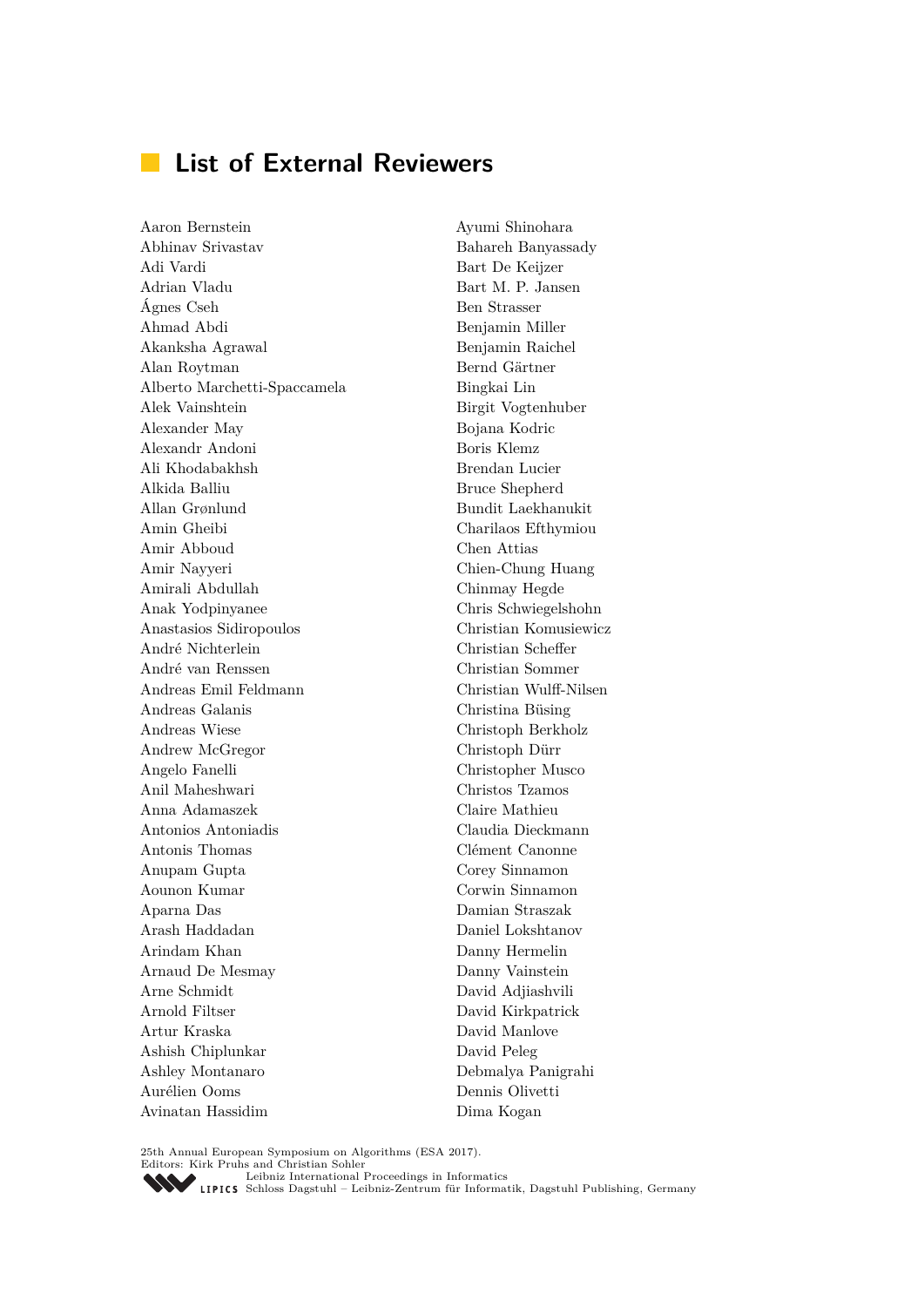# List of External Reviewers

Aaron Bernstein
Abhinav Srivastav
Adi Vardi
Adrian Vladu
Ágnes Cseh
Ahmad Abdi
Akanksha Agrawal
Alan Roytman
Alberto Marchetti-Spaccamela
Alek Vainshtein
Alexander May
Alexandr Andoni
Ali Khodabakhsh
Alkida Balliu
Allan Grønlund
Amin Gheibi
Amir Abboud
Amir Nayyeri
Amirali Abdullah
Anak Yodpinyanee
Anastasios Sidiropoulos
André Nichterlein
André van Renssen
Andreas Emil Feldmann
Andreas Galanis
Andreas Wiese
Andrew McGregor
Angelo Fanelli
Anil Maheshwari
Anna Adamaszek
Antonios Antoniadis
Antonis Thomas
Anupam Gupta
Aounon Kumar
Aparna Das
Arash Haddadan
Arindam Khan
Arnaud De Mesmay
Arne Schmidt
Arnold Filtser
Artur Kraska
Ashish Chiplunkar
Ashley Montanaro
Aurélien Ooms
Avinatan Hassidim
Ayumi Shinohara
Bahareh Banyassady
Bart De Keijzer
Bart M. P. Jansen
Ben Strasser
Benjamin Miller
Benjamin Raichel
Bernd Gärtner
Bingkai Lin
Birgit Vogtenhuber
Bojana Kodric
Boris Klemz
Brendan Lucier
Bruce Shepherd
Bundit Laekhanukit
Charilaos Efthymiou
Chen Attias
Chien-Chung Huang
Chinmay Hegde
Chris Schwiegelshohn
Christian Komusiewicz
Christian Scheffer
Christian Sommer
Christian Wulff-Nilsen
Christina Büsing
Christoph Berkholz
Christoph Dürr
Christopher Musco
Christos Tzamos
Claire Mathieu
Claudia Dieckmann
Clément Canonne
Corey Sinnamon
Corwin Sinnamon
Damian Straszak
Daniel Lokshtanov
Danny Hermelin
Danny Vainstein
David Adjiashvili
David Kirkpatrick
David Manlove
David Peleg
Debmalya Panigrahi
Dennis Olivetti
Dima Kogan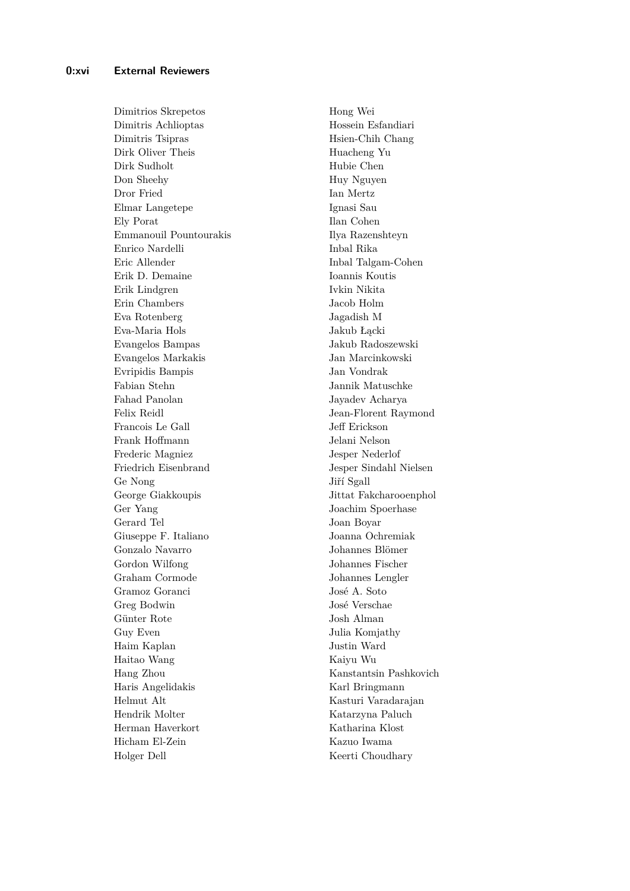Dimitrios Skrepetos
Dimitris Achlioptas
Dimitris Tsipras
Dirk Oliver Theis
Dirk Sudholt
Don Sheehy
Dror Fried
Elmar Langetepe
Ely Porat
Emmanouil Pountourakis
Enrico Nardelli
Eric Allender
Erik D. Demaine
Erik Lindgren
Erin Chambers
Eva Rotenberg
Eva-Maria Hols
Evangelos Bampas
Evangelos Markakis
Evripidis Bampis
Fabian Stehn
Fahad Panolan
Felix Reidl
Francois Le Gall
Frank Hoffmann
Frederic Magniez
Friedrich Eisenbrand
Ge Nong
George Giakkoupis
Ger Yang
Gerard Tel
Giuseppe F. Italiano
Gonzalo Navarro
Gordon Wilfong
Graham Cormode
Gramoz Goranci
Greg Bodwin
Günter Rote
Guy Even
Haim Kaplan
Haitao Wang
Hang Zhou
Haris Angelidakis
Helmut Alt
Hendrik Molter
Herman Haverkort
Hicham El-Zein
Holger Dell
Hong Wei
Hossein Esfandiari
Hsien-Chih Chang
Huacheng Yu
Hubie Chen
Huy Nguyen
Ian Mertz
Ignasi Sau
Ilan Cohen
Ilya Razenshteyn
Inbal Rika
Inbal Talgam-Cohen
Ioannis Koutis
Ivkin Nikita
Jacob Holm
Jagadish M
Jakub Łącki
Jakub Radoszewski
Jan Marcinkowski
Jan Vondrak
Jannik Matuschke
Jayadev Acharya
Jean-Florent Raymond
Jeff Erickson
Jelani Nelson
Jesper Nederlof
Jesper Sindahl Nielsen
Jiří Sgall
Jittat Fakcharooenphol
Joachim Spoerhase
Joan Boyar
Joanna Ochremiak
Johannes Blömer
Johannes Fischer
Johannes Lengler
José A. Soto
José Verschae
Josh Alman
Julia Komjathy
Justin Ward
Kaiyu Wu
Kanstantsin Pashkovich
Karl Bringmann
Kasturi Varadarajan
Katarzyna Paluch
Katharina Klost
Kazuo Iwama
Keerti Choudhary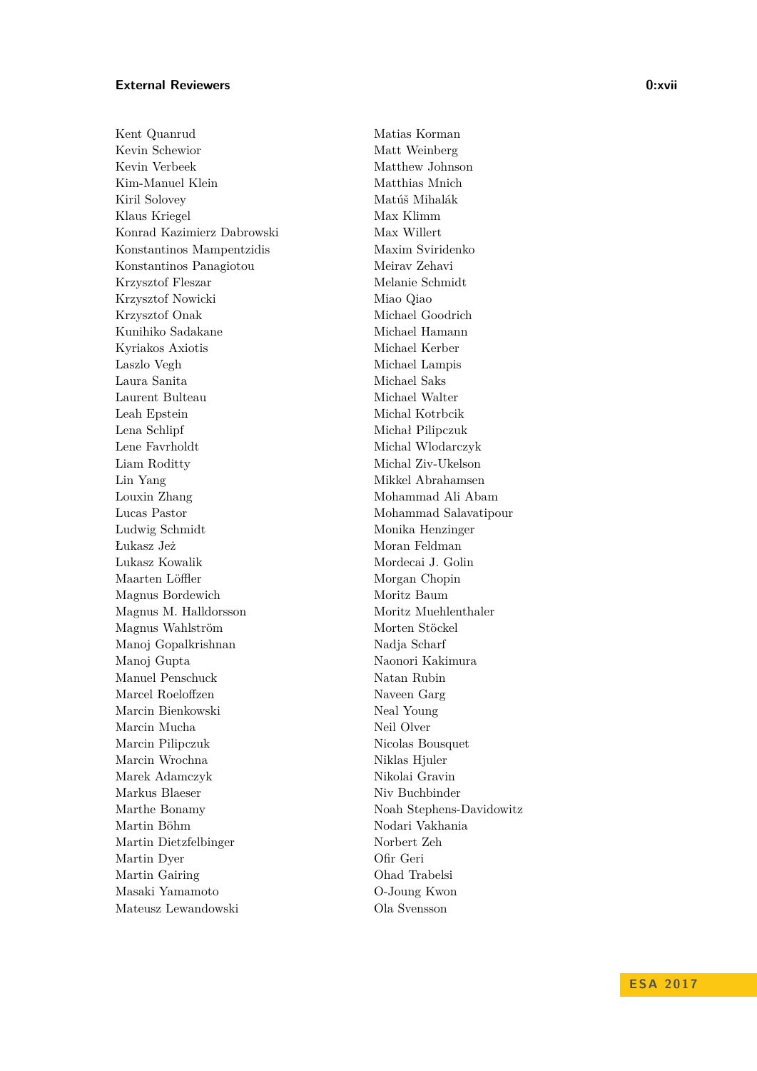Kent Quanrud
Kevin Schewior
Kevin Verbeek
Kim-Manuel Klein
Kiril Solovey
Klaus Kriegel
Konrad Kazimierz Dabrowski
Konstantinos Mampentzidis
Konstantinos Panagiotou
Krzysztof Fleszar
Krzysztof Nowicki
Krzysztof Onak
Kunihiko Sadakane
Kyriakos Axiotis
Laszlo Vegh
Laura Sanita
Laurent Bulteau
Leah Epstein
Lena Schlipf
Lene Favrholdt
Liam Roditty
Lin Yang
Louxin Zhang
Lucas Pastor
Ludwig Schmidt
Łukasz Jeż
Lukasz Kowalik
Maarten Löffler
Magnus Bordewich
Magnus M. Halldorsson
Magnus Wahlström
Manoj Gopalkrishnan
Manoj Gupta
Manuel Penschuck
Marcel Roeloffzen
Marcin Bienkowski
Marcin Mucha
Marcin Pilipczuk
Marcin Wrochna
Marek Adamczyk
Markus Blaeser
Marthe Bonamy
Martin Böhm
Martin Dietzfelbinger
Martin Dyer
Martin Gairing
Masaki Yamamoto
Mateusz Lewandowski
Matias Korman
Matt Weinberg
Matthew Johnson
Matthias Mnich
Matúš Mihalák
Max Klimm
Max Willert
Maxim Sviridenko
Meirav Zehavi
Melanie Schmidt
Miao Qiao
Michael Goodrich
Michael Hamann
Michael Kerber
Michael Lampis
Michael Saks
Michael Walter
Michal Kotrbcik
Michał Pilipczuk
Michal Wlodarczyk
Michal Ziv-Ukelson
Mikkel Abrahamsen
Mohammad Ali Abam
Mohammad Salavatipour
Monika Henzinger
Moran Feldman
Mordecai J. Golin
Morgan Chopin
Moritz Baum
Moritz Muehlenthaler
Morten Stöckel
Nadja Scharf
Naonori Kakimura
Natan Rubin
Naveen Garg
Neal Young
Neil Olver
Nicolas Bousquet
Niklas Hjuler
Nikolai Gravin
Niv Buchbinder
Noah Stephens-Davidowitz
Nodari Vakhania
Norbert Zeh
Ofir Geri
Ohad Trabelsi
O-Joung Kwon
Ola Svensson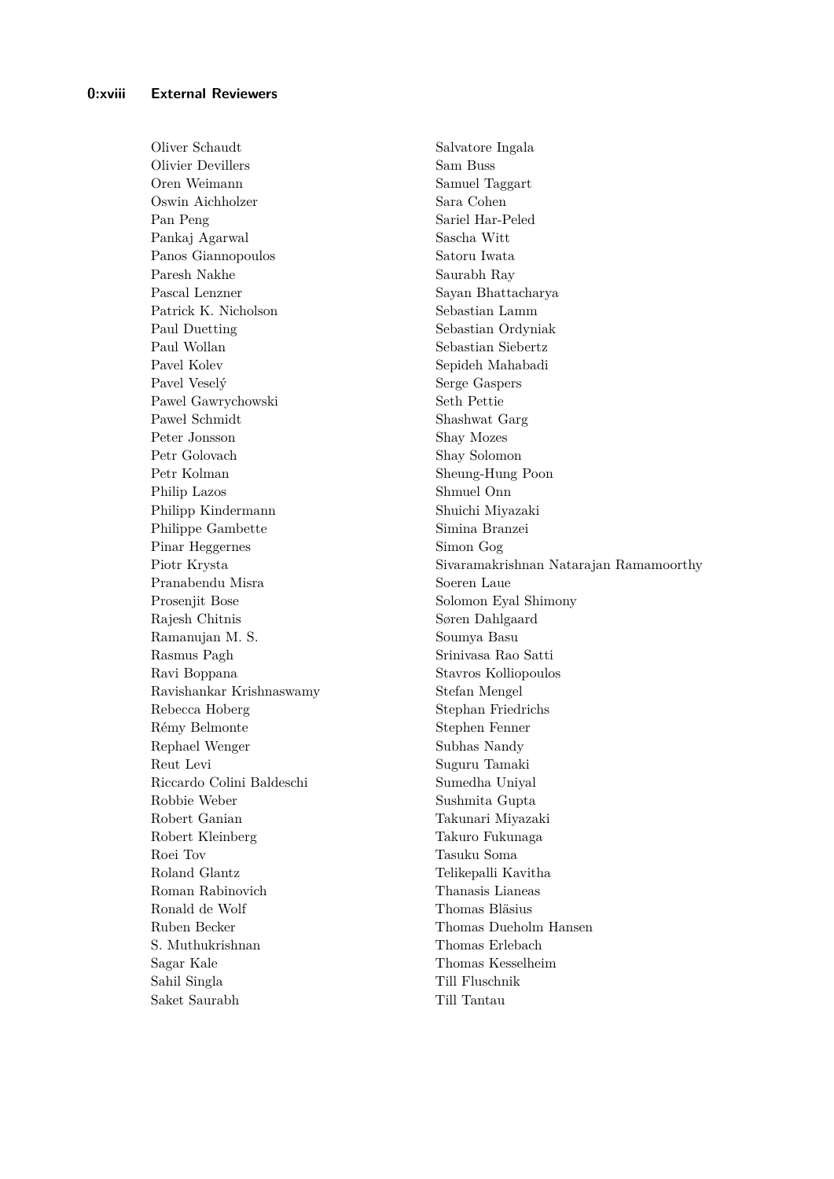Oliver Schaudt
Olivier Devillers
Oren Weimann
Oswin Aichholzer
Pan Peng
Pankaj Agarwal
Panos Giannopoulos
Paresh Nakhe
Pascal Lenzner
Patrick K. Nicholson
Paul Duetting
Paul Wollan
Pavel Kolev
Pavel Veselý
Pawel Gawrychowski
Paweł Schmidt
Peter Jonsson
Petr Golovach
Petr Kolman
Philip Lazos
Philipp Kindermann
Philippe Gambette
Pinar Heggernes
Piotr Krysta
Pranabendu Misra
Prosenjit Bose
Rajesh Chitnis
Ramanujan M. S.
Rasmus Pagh
Ravi Boppana
Ravishankar Krishnaswamy
Rebecca Hoberg
Rémy Belmonte
Rephael Wenger
Reut Levi
Riccardo Colini Baldeschi
Robbie Weber
Robert Ganian
Robert Kleinberg
Roei Tov
Roland Glantz
Roman Rabinovich
Ronald de Wolf
Ruben Becker
S. Muthukrishnan
Sagar Kale
Sahil Singla
Saket Saurabh
Salvatore Ingala
Sam Buss
Samuel Taggart
Sara Cohen
Sariel Har-Peled
Sascha Witt
Satoru Iwata
Saurabh Ray
Sayan Bhattacharya
Sebastian Lamm
Sebastian Ordyniak
Sebastian Siebertz
Sepideh Mahabadi
Serge Gaspers
Seth Pettie
Shashwat Garg
Shay Mozes
Shay Solomon
Sheung-Hung Poon
Shmuel Onn
Shuichi Miyazaki
Simina Branzei
Simon Gog
Sivaramakrishnan Natarajan Ramamoorthy
Soeren Laue
Solomon Eyal Shimony
Søren Dahlgaard
Soumya Basu
Srinivasa Rao Satti
Stavros Kolliopoulos
Stefan Mengel
Stephan Friedrichs
Stephen Fenner
Subhas Nandy
Suguru Tamaki
Sumedha Uniyal
Sushmita Gupta
Takunari Miyazaki
Takuro Fukunaga
Tasuku Soma
Telikepalli Kavitha
Thanasis Lianeas
Thomas Bläsius
Thomas Dueholm Hansen
Thomas Erlebach
Thomas Kesselheim
Till Fluschnik
Till Tantau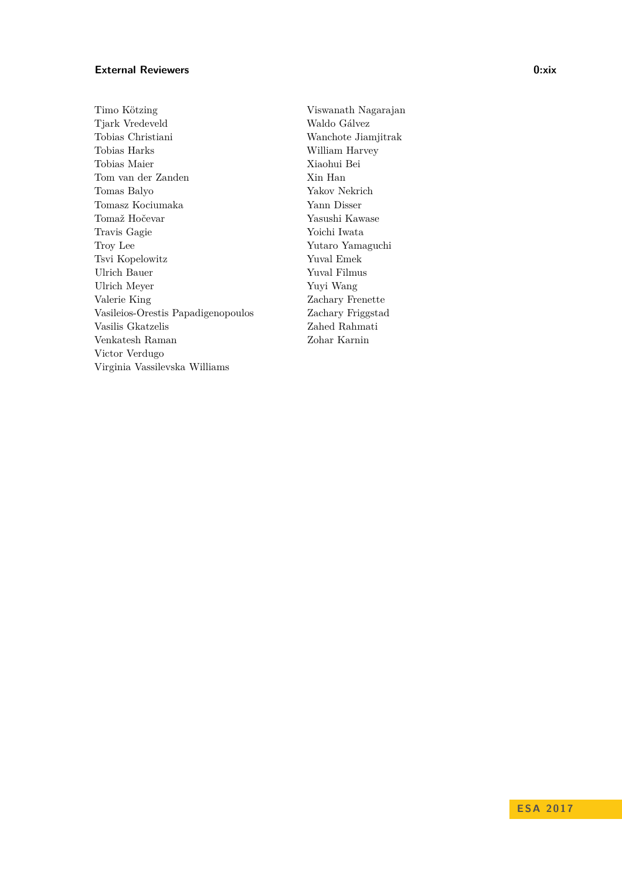Timo Kötzing
Tjark Vredeveld
Tobias Christiani
Tobias Harks
Tobias Maier
Tom van der Zanden
Tomas Balyo
Tomasz Kociumaka
Tomaž Hočevar
Travis Gagie
Troy Lee
Tsvi Kopelowitz
Ulrich Bauer
Ulrich Meyer
Valerie King
Vasileios-Orestis Papadigenopoulos
Vasilis Gkatzelis
Venkatesh Raman
Victor Verdugo
Virginia Vassilevska Williams
Viswanath Nagarajan
Waldo Gálvez
Wanchote Jiamjitrak
William Harvey
Xiaohui Bei
Xin Han
Yakov Nekrich
Yann Disser
Yasushi Kawase
Yoichi Iwata
Yutaro Yamaguchi
Yuval Emek
Yuval Filmus
Yuyi Wang
Zachary Frenette
Zachary Friggstad
Zahed Rahmati
Zohar Karnin